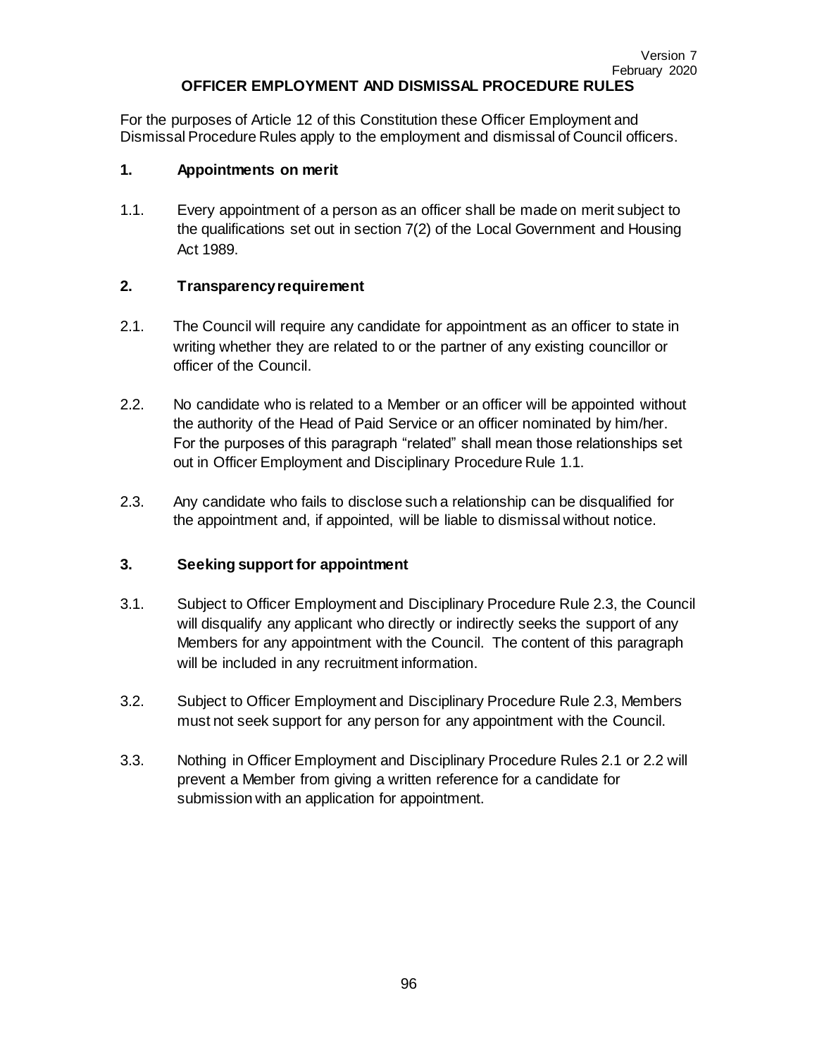Version 7
February 2020

# OFFICER EMPLOYMENT AND DISMISSAL PROCEDURE RULES

For the purposes of Article 12 of this Constitution these Officer Employment and Dismissal Procedure Rules apply to the employment and dismissal of Council officers.

## 1. Appointments on merit

1.1. Every appointment of a person as an officer shall be made on merit subject to the qualifications set out in section 7(2) of the Local Government and Housing Act 1989.

## 2. Transparency requirement

2.1. The Council will require any candidate for appointment as an officer to state in writing whether they are related to or the partner of any existing councillor or officer of the Council.

2.2. No candidate who is related to a Member or an officer will be appointed without the authority of the Head of Paid Service or an officer nominated by him/her. For the purposes of this paragraph "related" shall mean those relationships set out in Officer Employment and Disciplinary Procedure Rule 1.1.

2.3. Any candidate who fails to disclose such a relationship can be disqualified for the appointment and, if appointed, will be liable to dismissal without notice.

## 3. Seeking support for appointment

3.1. Subject to Officer Employment and Disciplinary Procedure Rule 2.3, the Council will disqualify any applicant who directly or indirectly seeks the support of any Members for any appointment with the Council. The content of this paragraph will be included in any recruitment information.

3.2. Subject to Officer Employment and Disciplinary Procedure Rule 2.3, Members must not seek support for any person for any appointment with the Council.

3.3. Nothing in Officer Employment and Disciplinary Procedure Rules 2.1 or 2.2 will prevent a Member from giving a written reference for a candidate for submission with an application for appointment.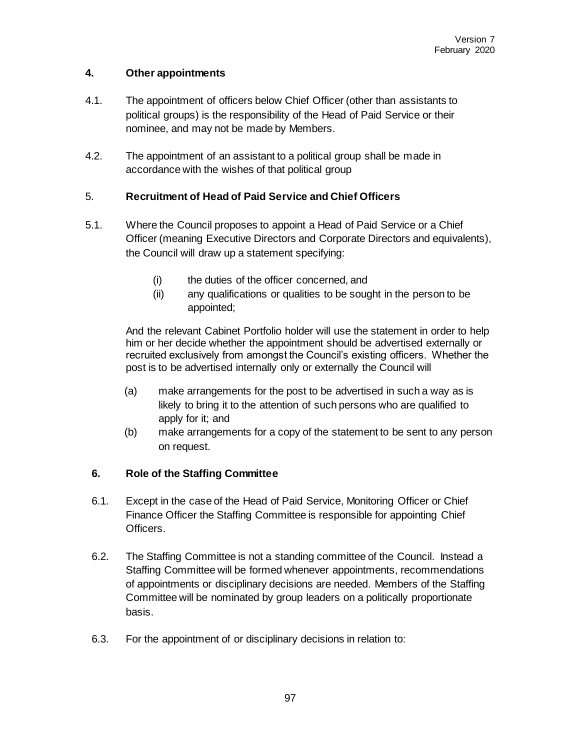## 4. Other appointments

4.1. The appointment of officers below Chief Officer (other than assistants to political groups) is the responsibility of the Head of Paid Service or their nominee, and may not be made by Members.

4.2. The appointment of an assistant to a political group shall be made in accordance with the wishes of that political group

## 5. Recruitment of Head of Paid Service and Chief Officers

5.1. Where the Council proposes to appoint a Head of Paid Service or a Chief Officer (meaning Executive Directors and Corporate Directors and equivalents), the Council will draw up a statement specifying:

(i) the duties of the officer concerned, and
(ii) any qualifications or qualities to be sought in the person to be appointed;

And the relevant Cabinet Portfolio holder will use the statement in order to help him or her decide whether the appointment should be advertised externally or recruited exclusively from amongst the Council's existing officers. Whether the post is to be advertised internally only or externally the Council will

(a) make arrangements for the post to be advertised in such a way as is likely to bring it to the attention of such persons who are qualified to apply for it; and
(b) make arrangements for a copy of the statement to be sent to any person on request.

## 6. Role of the Staffing Committee

6.1. Except in the case of the Head of Paid Service, Monitoring Officer or Chief Finance Officer the Staffing Committee is responsible for appointing Chief Officers.

6.2. The Staffing Committee is not a standing committee of the Council. Instead a Staffing Committee will be formed whenever appointments, recommendations of appointments or disciplinary decisions are needed. Members of the Staffing Committee will be nominated by group leaders on a politically proportionate basis.

6.3. For the appointment of or disciplinary decisions in relation to: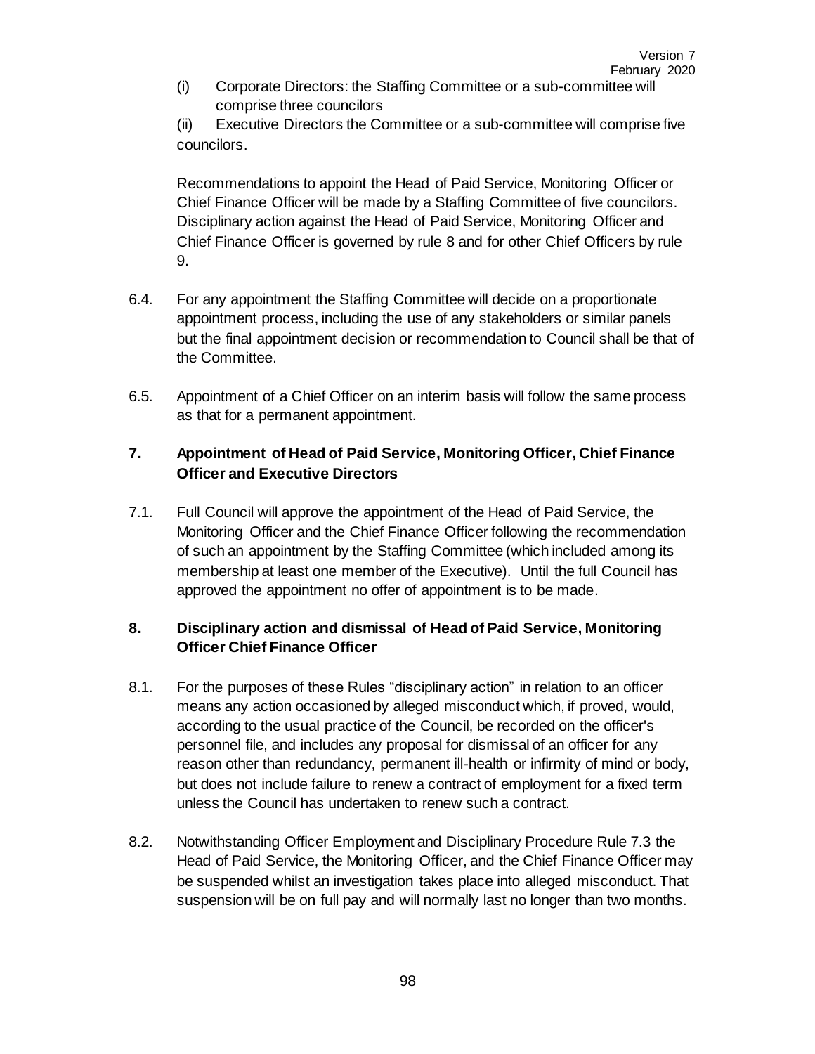(i) Corporate Directors: the Staffing Committee or a sub-committee will comprise three councilors

(ii) Executive Directors the Committee or a sub-committee will comprise five councilors.

Recommendations to appoint the Head of Paid Service, Monitoring Officer or Chief Finance Officer will be made by a Staffing Committee of five councilors. Disciplinary action against the Head of Paid Service, Monitoring Officer and Chief Finance Officer is governed by rule 8 and for other Chief Officers by rule 9.

6.4. For any appointment the Staffing Committee will decide on a proportionate appointment process, including the use of any stakeholders or similar panels but the final appointment decision or recommendation to Council shall be that of the Committee.

6.5. Appointment of a Chief Officer on an interim basis will follow the same process as that for a permanent appointment.

## 7. Appointment of Head of Paid Service, Monitoring Officer, Chief Finance Officer and Executive Directors

7.1. Full Council will approve the appointment of the Head of Paid Service, the Monitoring Officer and the Chief Finance Officer following the recommendation of such an appointment by the Staffing Committee (which included among its membership at least one member of the Executive). Until the full Council has approved the appointment no offer of appointment is to be made.

## 8. Disciplinary action and dismissal of Head of Paid Service, Monitoring Officer Chief Finance Officer

8.1. For the purposes of these Rules "disciplinary action" in relation to an officer means any action occasioned by alleged misconduct which, if proved, would, according to the usual practice of the Council, be recorded on the officer's personnel file, and includes any proposal for dismissal of an officer for any reason other than redundancy, permanent ill-health or infirmity of mind or body, but does not include failure to renew a contract of employment for a fixed term unless the Council has undertaken to renew such a contract.

8.2. Notwithstanding Officer Employment and Disciplinary Procedure Rule 7.3 the Head of Paid Service, the Monitoring Officer, and the Chief Finance Officer may be suspended whilst an investigation takes place into alleged misconduct. That suspension will be on full pay and will normally last no longer than two months.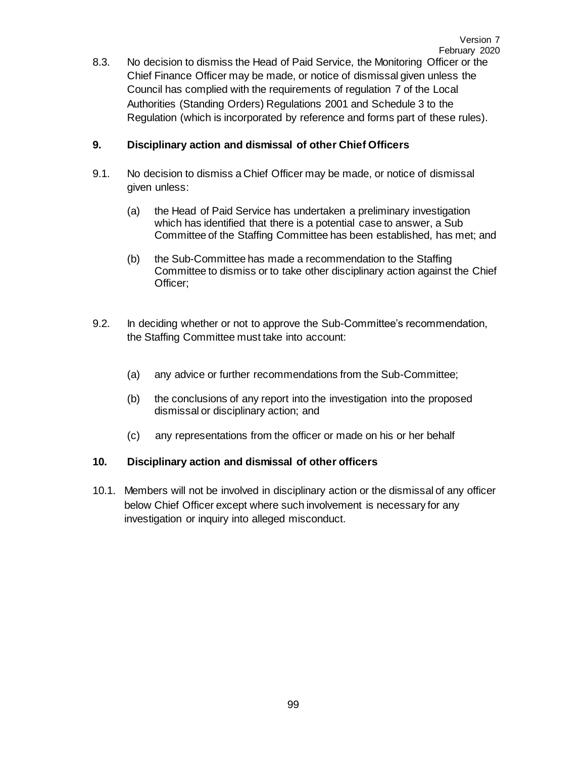8.3. No decision to dismiss the Head of Paid Service, the Monitoring Officer or the Chief Finance Officer may be made, or notice of dismissal given unless the Council has complied with the requirements of regulation 7 of the Local Authorities (Standing Orders) Regulations 2001 and Schedule 3 to the Regulation (which is incorporated by reference and forms part of these rules).

## 9. Disciplinary action and dismissal of other Chief Officers

9.1. No decision to dismiss a Chief Officer may be made, or notice of dismissal given unless:

(a) the Head of Paid Service has undertaken a preliminary investigation which has identified that there is a potential case to answer, a Sub Committee of the Staffing Committee has been established, has met; and

(b) the Sub-Committee has made a recommendation to the Staffing Committee to dismiss or to take other disciplinary action against the Chief Officer;

9.2. In deciding whether or not to approve the Sub-Committee's recommendation, the Staffing Committee must take into account:

(a) any advice or further recommendations from the Sub-Committee;

(b) the conclusions of any report into the investigation into the proposed dismissal or disciplinary action; and

(c) any representations from the officer or made on his or her behalf

## 10. Disciplinary action and dismissal of other officers

10.1. Members will not be involved in disciplinary action or the dismissal of any officer below Chief Officer except where such involvement is necessary for any investigation or inquiry into alleged misconduct.